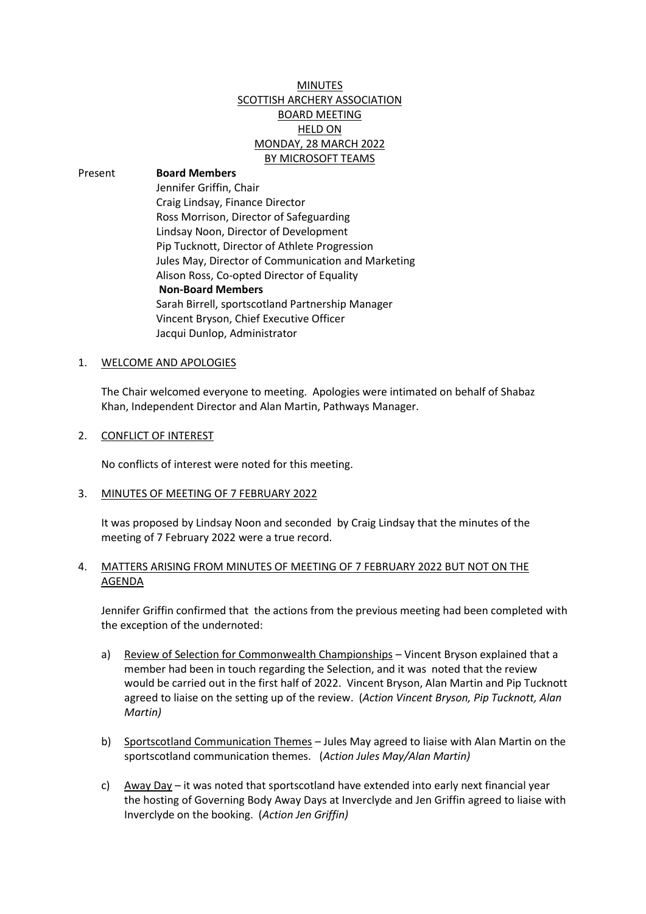MINUTES
SCOTTISH ARCHERY ASSOCIATION
BOARD MEETING
HELD ON
MONDAY, 28 MARCH 2022
BY MICROSOFT TEAMS

Present **Board Members**
Jennifer Griffin, Chair
Craig Lindsay, Finance Director
Ross Morrison, Director of Safeguarding
Lindsay Noon, Director of Development
Pip Tucknott, Director of Athlete Progression
Jules May, Director of Communication and Marketing
Alison Ross, Co-opted Director of Equality
**Non-Board Members**
Sarah Birrell, sportscotland Partnership Manager
Vincent Bryson, Chief Executive Officer
Jacqui Dunlop, Administrator

1. WELCOME AND APOLOGIES

The Chair welcomed everyone to meeting. Apologies were intimated on behalf of Shabaz Khan, Independent Director and Alan Martin, Pathways Manager.

2. CONFLICT OF INTEREST

No conflicts of interest were noted for this meeting.

3. MINUTES OF MEETING OF 7 FEBRUARY 2022

It was proposed by Lindsay Noon and seconded by Craig Lindsay that the minutes of the meeting of 7 February 2022 were a true record.

4. MATTERS ARISING FROM MINUTES OF MEETING OF 7 FEBRUARY 2022 BUT NOT ON THE AGENDA

Jennifer Griffin confirmed that the actions from the previous meeting had been completed with the exception of the undernoted:

a) Review of Selection for Commonwealth Championships – Vincent Bryson explained that a member had been in touch regarding the Selection, and it was noted that the review would be carried out in the first half of 2022. Vincent Bryson, Alan Martin and Pip Tucknott agreed to liaise on the setting up of the review. (*Action Vincent Bryson, Pip Tucknott, Alan Martin)*

b) Sportscotland Communication Themes – Jules May agreed to liaise with Alan Martin on the sportscotland communication themes. (*Action Jules May/Alan Martin)*

c) Away Day – it was noted that sportscotland have extended into early next financial year the hosting of Governing Body Away Days at Inverclyde and Jen Griffin agreed to liaise with Inverclyde on the booking. (*Action Jen Griffin)*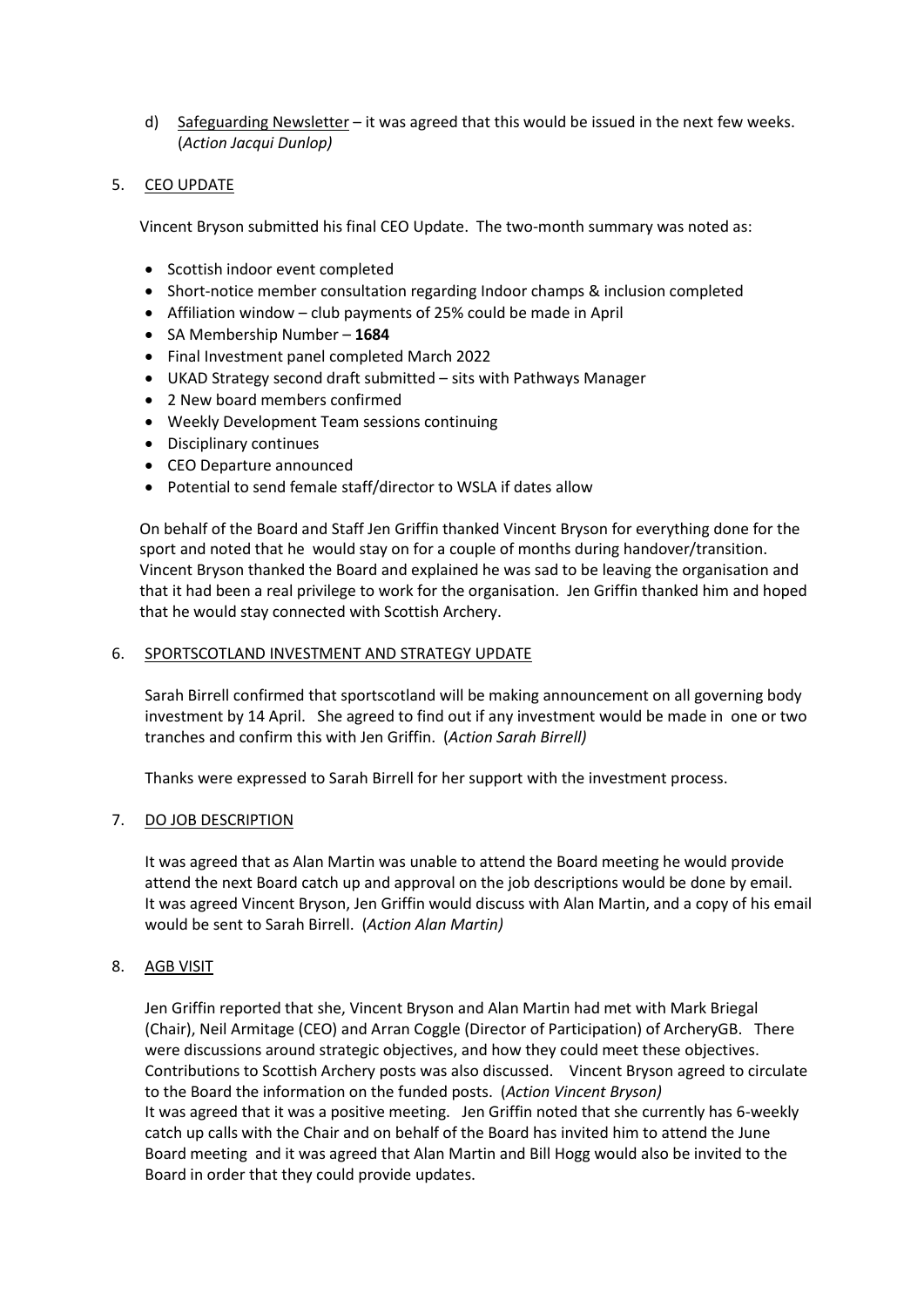d) <u>Safeguarding Newsletter</u> – it was agreed that this would be issued in the next few weeks. (*Action Jacqui Dunlop)*

5. <u>CEO UPDATE</u>

Vincent Bryson submitted his final CEO Update. The two-month summary was noted as:

- Scottish indoor event completed
- Short-notice member consultation regarding Indoor champs & inclusion completed
- Affiliation window – club payments of 25% could be made in April
- SA Membership Number – **1684**
- Final Investment panel completed March 2022
- UKAD Strategy second draft submitted – sits with Pathways Manager
- 2 New board members confirmed
- Weekly Development Team sessions continuing
- Disciplinary continues
- CEO Departure announced
- Potential to send female staff/director to WSLA if dates allow

On behalf of the Board and Staff Jen Griffin thanked Vincent Bryson for everything done for the sport and noted that he would stay on for a couple of months during handover/transition. Vincent Bryson thanked the Board and explained he was sad to be leaving the organisation and that it had been a real privilege to work for the organisation. Jen Griffin thanked him and hoped that he would stay connected with Scottish Archery.

6. <u>SPORTSCOTLAND INVESTMENT AND STRATEGY UPDATE</u>

Sarah Birrell confirmed that sportscotland will be making announcement on all governing body investment by 14 April. She agreed to find out if any investment would be made in one or two tranches and confirm this with Jen Griffin. (*Action Sarah Birrell)*

Thanks were expressed to Sarah Birrell for her support with the investment process.

7. <u>DO JOB DESCRIPTION</u>

It was agreed that as Alan Martin was unable to attend the Board meeting he would provide attend the next Board catch up and approval on the job descriptions would be done by email. It was agreed Vincent Bryson, Jen Griffin would discuss with Alan Martin, and a copy of his email would be sent to Sarah Birrell. (*Action Alan Martin)*

8. <u>AGB VISIT</u>

Jen Griffin reported that she, Vincent Bryson and Alan Martin had met with Mark Briegal (Chair), Neil Armitage (CEO) and Arran Coggle (Director of Participation) of ArcheryGB. There were discussions around strategic objectives, and how they could meet these objectives. Contributions to Scottish Archery posts was also discussed. Vincent Bryson agreed to circulate to the Board the information on the funded posts. (*Action Vincent Bryson)*
It was agreed that it was a positive meeting. Jen Griffin noted that she currently has 6-weekly catch up calls with the Chair and on behalf of the Board has invited him to attend the June Board meeting and it was agreed that Alan Martin and Bill Hogg would also be invited to the Board in order that they could provide updates.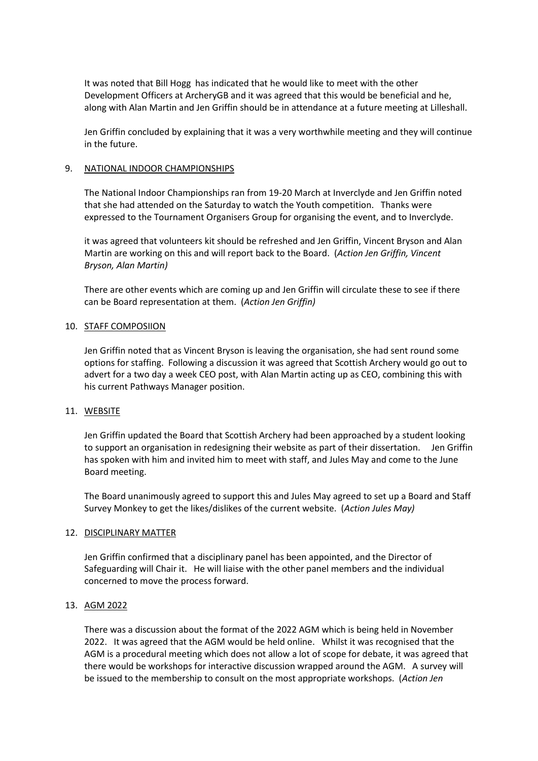It was noted that Bill Hogg has indicated that he would like to meet with the other Development Officers at ArcheryGB and it was agreed that this would be beneficial and he, along with Alan Martin and Jen Griffin should be in attendance at a future meeting at Lilleshall.

Jen Griffin concluded by explaining that it was a very worthwhile meeting and they will continue in the future.

9. NATIONAL INDOOR CHAMPIONSHIPS

The National Indoor Championships ran from 19-20 March at Inverclyde and Jen Griffin noted that she had attended on the Saturday to watch the Youth competition. Thanks were expressed to the Tournament Organisers Group for organising the event, and to Inverclyde.

it was agreed that volunteers kit should be refreshed and Jen Griffin, Vincent Bryson and Alan Martin are working on this and will report back to the Board. (*Action Jen Griffin, Vincent Bryson, Alan Martin)*

There are other events which are coming up and Jen Griffin will circulate these to see if there can be Board representation at them. (*Action Jen Griffin)*

10. STAFF COMPOSIION

Jen Griffin noted that as Vincent Bryson is leaving the organisation, she had sent round some options for staffing. Following a discussion it was agreed that Scottish Archery would go out to advert for a two day a week CEO post, with Alan Martin acting up as CEO, combining this with his current Pathways Manager position.

11. WEBSITE

Jen Griffin updated the Board that Scottish Archery had been approached by a student looking to support an organisation in redesigning their website as part of their dissertation. Jen Griffin has spoken with him and invited him to meet with staff, and Jules May and come to the June Board meeting.

The Board unanimously agreed to support this and Jules May agreed to set up a Board and Staff Survey Monkey to get the likes/dislikes of the current website. (*Action Jules May)*

12. DISCIPLINARY MATTER

Jen Griffin confirmed that a disciplinary panel has been appointed, and the Director of Safeguarding will Chair it. He will liaise with the other panel members and the individual concerned to move the process forward.

13. AGM 2022

There was a discussion about the format of the 2022 AGM which is being held in November 2022. It was agreed that the AGM would be held online. Whilst it was recognised that the AGM is a procedural meeting which does not allow a lot of scope for debate, it was agreed that there would be workshops for interactive discussion wrapped around the AGM. A survey will be issued to the membership to consult on the most appropriate workshops. (*Action Jen*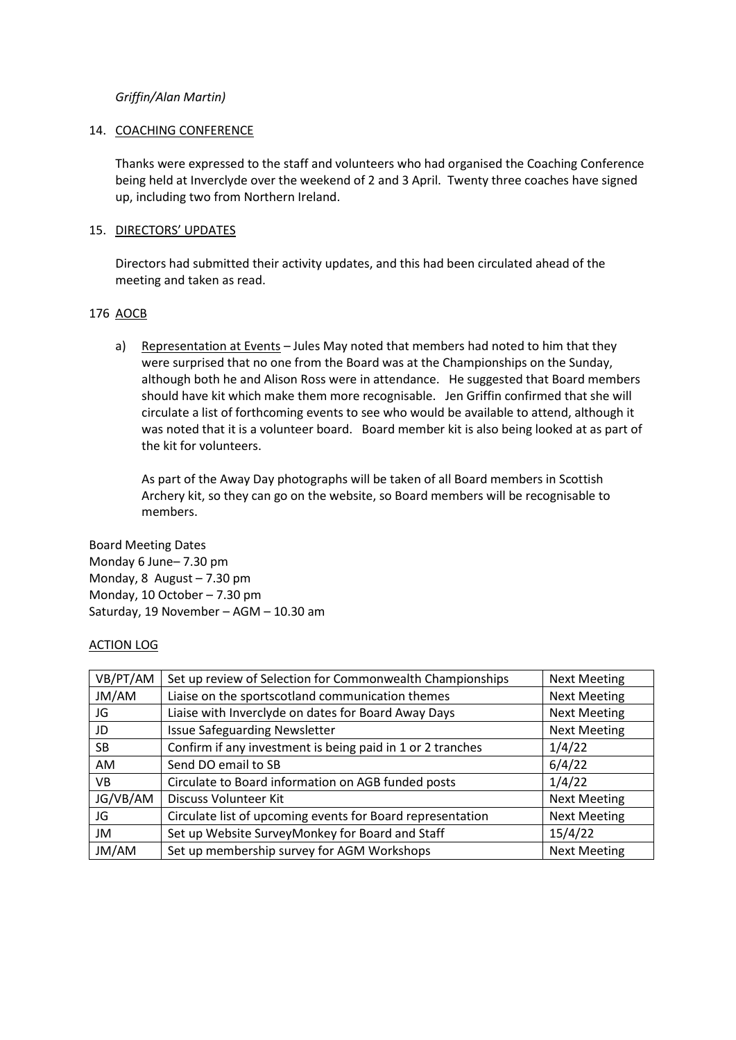*Griffin/Alan Martin)*

14. COACHING CONFERENCE

    Thanks were expressed to the staff and volunteers who had organised the Coaching Conference being held at Inverclyde over the weekend of 2 and 3 April. Twenty three coaches have signed up, including two from Northern Ireland.

15. DIRECTORS' UPDATES

    Directors had submitted their activity updates, and this had been circulated ahead of the meeting and taken as read.

176 AOCB

a) Representation at Events – Jules May noted that members had noted to him that they were surprised that no one from the Board was at the Championships on the Sunday, although both he and Alison Ross were in attendance. He suggested that Board members should have kit which make them more recognisable. Jen Griffin confirmed that she will circulate a list of forthcoming events to see who would be available to attend, although it was noted that it is a volunteer board. Board member kit is also being looked at as part of the kit for volunteers.

   As part of the Away Day photographs will be taken of all Board members in Scottish Archery kit, so they can go on the website, so Board members will be recognisable to members.

Board Meeting Dates
Monday 6 June– 7.30 pm
Monday, 8 August – 7.30 pm
Monday, 10 October – 7.30 pm
Saturday, 19 November – AGM – 10.30 am

ACTION LOG

| | | |
|---|---|---|
| VB/PT/AM | Set up review of Selection for Commonwealth Championships | Next Meeting |
| JM/AM | Liaise on the sportscotland communication themes | Next Meeting |
| JG | Liaise with Inverclyde on dates for Board Away Days | Next Meeting |
| JD | Issue Safeguarding Newsletter | Next Meeting |
| SB | Confirm if any investment is being paid in 1 or 2 tranches | 1/4/22 |
| AM | Send DO email to SB | 6/4/22 |
| VB | Circulate to Board information on AGB funded posts | 1/4/22 |
| JG/VB/AM | Discuss Volunteer Kit | Next Meeting |
| JG | Circulate list of upcoming events for Board representation | Next Meeting |
| JM | Set up Website SurveyMonkey for Board and Staff | 15/4/22 |
| JM/AM | Set up membership survey for AGM Workshops | Next Meeting |